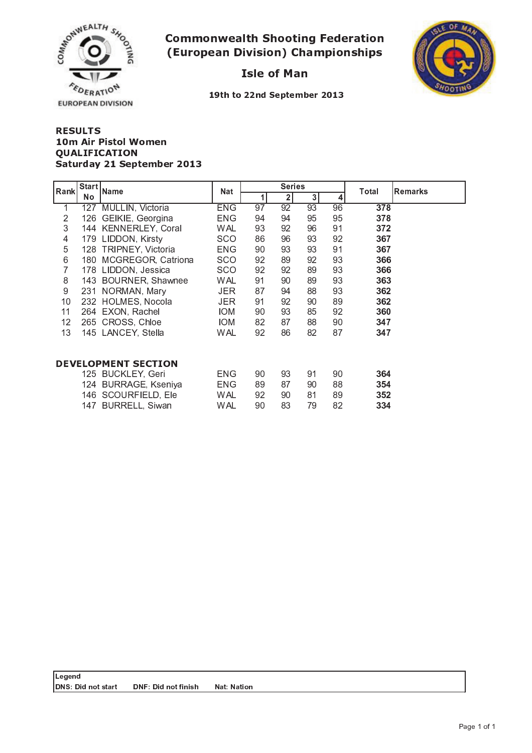# Commonwealth Shooting Federation (European Division) Championships

## Isle of Man

**19th to 22nd September 2013**

**RESULTS**
**10m Air Pistol Women**
**QUALIFICATION**
**Saturday 21 September 2013**

| Rank | Start No | Name | Nat | Series 1 | Series 2 | Series 3 | Series 4 | Total | Remarks |
|---|---|---|---|---|---|---|---|---|---|
| 1 | 127 | MULLIN, Victoria | ENG | 97 | 92 | 93 | 96 | **378** | |
| 2 | 126 | GEIKIE, Georgina | ENG | 94 | 94 | 95 | 95 | **378** | |
| 3 | 144 | KENNERLEY, Coral | WAL | 93 | 92 | 96 | 91 | **372** | |
| 4 | 179 | LIDDON, Kirsty | SCO | 86 | 96 | 93 | 92 | **367** | |
| 5 | 128 | TRIPNEY, Victoria | ENG | 90 | 93 | 93 | 91 | **367** | |
| 6 | 180 | MCGREGOR, Catriona | SCO | 92 | 89 | 92 | 93 | **366** | |
| 7 | 178 | LIDDON, Jessica | SCO | 92 | 92 | 89 | 93 | **366** | |
| 8 | 143 | BOURNER, Shawnee | WAL | 91 | 90 | 89 | 93 | **363** | |
| 9 | 231 | NORMAN, Mary | JER | 87 | 94 | 88 | 93 | **362** | |
| 10 | 232 | HOLMES, Nocola | JER | 91 | 92 | 90 | 89 | **362** | |
| 11 | 264 | EXON, Rachel | IOM | 90 | 93 | 85 | 92 | **360** | |
| 12 | 265 | CROSS, Chloe | IOM | 82 | 87 | 88 | 90 | **347** | |
| 13 | 145 | LANCEY, Stella | WAL | 92 | 86 | 82 | 87 | **347** | |

**DEVELOPMENT SECTION**

| Rank | Start No | Name | Nat | Series 1 | Series 2 | Series 3 | Series 4 | Total | Remarks |
|---|---|---|---|---|---|---|---|---|---|
| | 125 | BUCKLEY, Geri | ENG | 90 | 93 | 91 | 90 | **364** | |
| | 124 | BURRAGE, Kseniya | ENG | 89 | 87 | 90 | 88 | **354** | |
| | 146 | SCOURFIELD, Ele | WAL | 92 | 90 | 81 | 89 | **352** | |
| | 147 | BURRELL, Siwan | WAL | 90 | 83 | 79 | 82 | **334** | |

**Legend**
**DNS: Did not start** **DNF: Did not finish** **Nat: Nation**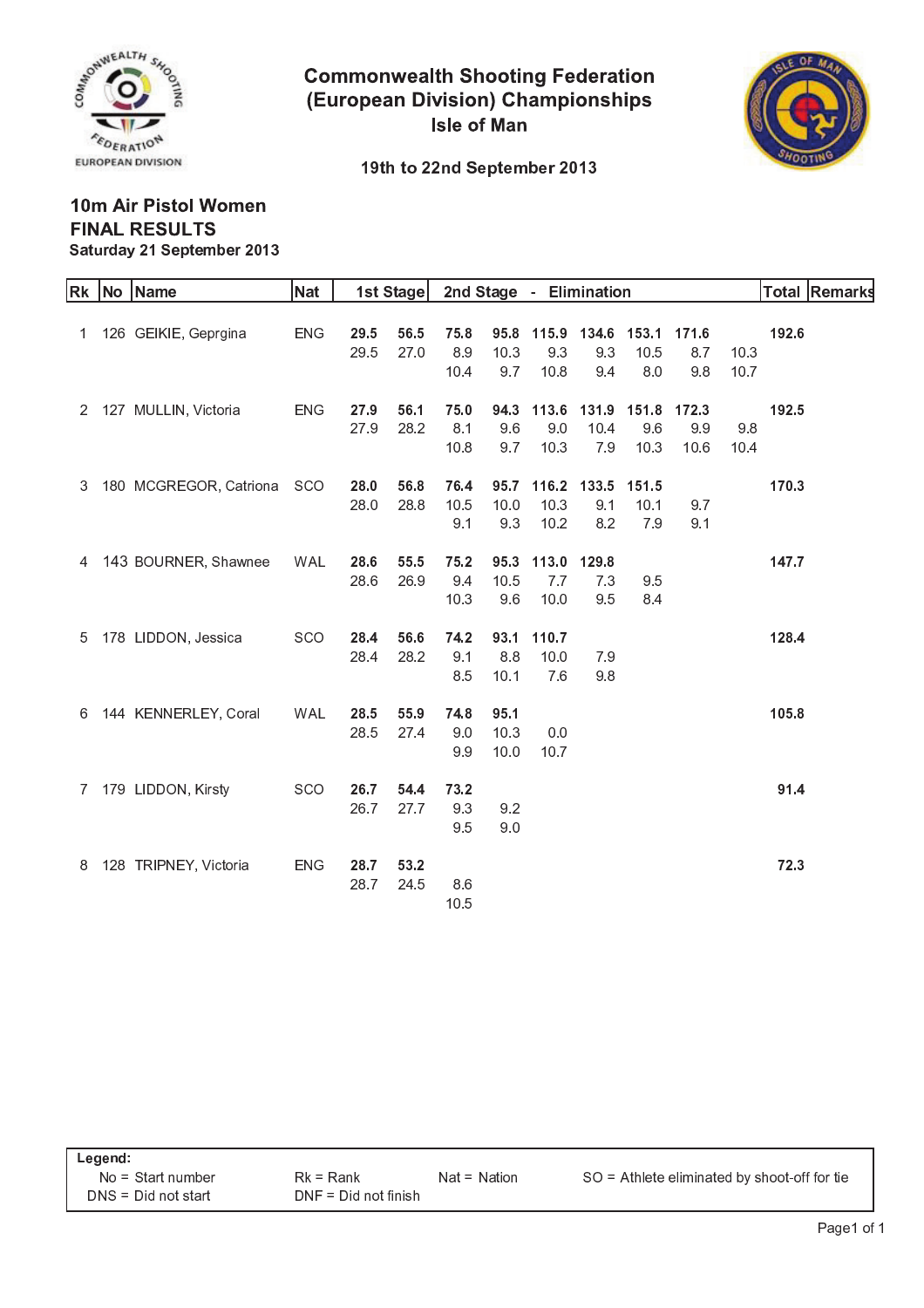# Commonwealth Shooting Federation (European Division) Championships

## Isle of Man

19th to 22nd September 2013

### 10m Air Pistol Women
### FINAL RESULTS
**Saturday 21 September 2013**

| Rk | No | Name | Nat | 1st Stage | | 2nd Stage - Elimination | | | | | | | Total | Remarks |
|---|---|---|---|---|---|---|---|---|---|---|---|---|---|---|
| 1 | 126 | GEIKIE, Geprgina | ENG | **29.5** | **56.5** | **75.8** | **95.8** | **115.9** | **134.6** | **153.1** | **171.6** | | **192.6** | |
| | | | | 29.5 | 27.0 | 8.9 | 10.3 | 9.3 | 9.3 | 10.5 | 8.7 | 10.3 | | |
| | | | | | | 10.4 | 9.7 | 10.8 | 9.4 | 8.0 | 9.8 | 10.7 | | |
| 2 | 127 | MULLIN, Victoria | ENG | **27.9** | **56.1** | **75.0** | **94.3** | **113.6** | **131.9** | **151.8** | **172.3** | | **192.5** | |
| | | | | 27.9 | 28.2 | 8.1 | 9.6 | 9.0 | 10.4 | 9.6 | 9.9 | 9.8 | | |
| | | | | | | 10.8 | 9.7 | 10.3 | 7.9 | 10.3 | 10.6 | 10.4 | | |
| 3 | 180 | MCGREGOR, Catriona | SCO | **28.0** | **56.8** | **76.4** | **95.7** | **116.2** | **133.5** | **151.5** | | | **170.3** | |
| | | | | 28.0 | 28.8 | 10.5 | 10.0 | 10.3 | 9.1 | 10.1 | 9.7 | | | |
| | | | | | | 9.1 | 9.3 | 10.2 | 8.2 | 7.9 | 9.1 | | | |
| 4 | 143 | BOURNER, Shawnee | WAL | **28.6** | **55.5** | **75.2** | **95.3** | **113.0** | **129.8** | | | | **147.7** | |
| | | | | 28.6 | 26.9 | 9.4 | 10.5 | 7.7 | 7.3 | 9.5 | | | | |
| | | | | | | 10.3 | 9.6 | 10.0 | 9.5 | 8.4 | | | | |
| 5 | 178 | LIDDON, Jessica | SCO | **28.4** | **56.6** | **74.2** | **93.1** | **110.7** | | | | | **128.4** | |
| | | | | 28.4 | 28.2 | 9.1 | 8.8 | 10.0 | 7.9 | | | | | |
| | | | | | | 8.5 | 10.1 | 7.6 | 9.8 | | | | | |
| 6 | 144 | KENNERLEY, Coral | WAL | **28.5** | **55.9** | **74.8** | **95.1** | | | | | | **105.8** | |
| | | | | 28.5 | 27.4 | 9.0 | 10.3 | 0.0 | | | | | | |
| | | | | | | 9.9 | 10.0 | 10.7 | | | | | | |
| 7 | 179 | LIDDON, Kirsty | SCO | **26.7** | **54.4** | **73.2** | | | | | | | **91.4** | |
| | | | | 26.7 | 27.7 | 9.3 | 9.2 | | | | | | | |
| | | | | | | 9.5 | 9.0 | | | | | | | |
| 8 | 128 | TRIPNEY, Victoria | ENG | **28.7** | **53.2** | | | | | | | | **72.3** | |
| | | | | 28.7 | 24.5 | 8.6 | | | | | | | | |
| | | | | | | 10.5 | | | | | | | | |

**Legend:**
No = Start number
DNS = Did not start
Rk = Rank
DNF = Did not finish
Nat = Nation
SO = Athlete eliminated by shoot-off for tie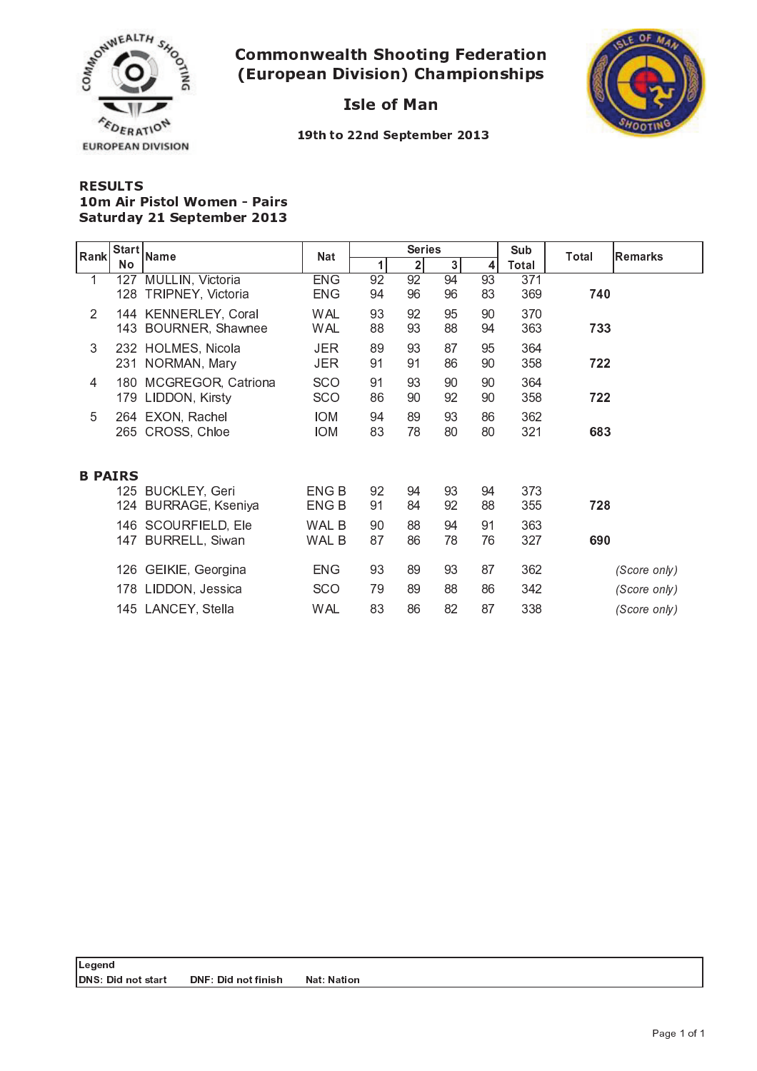# Commonwealth Shooting Federation (European Division) Championships

## Isle of Man

**19th to 22nd September 2013**

### RESULTS
### 10m Air Pistol Women - Pairs
### Saturday 21 September 2013

| Rank | Start No | Name | Nat | Series 1 | 2 | 3 | 4 | Sub Total | Total | Remarks |
|---|---|---|---|---|---|---|---|---|---|---|
| 1 | 127 | MULLIN, Victoria | ENG | 92 | 92 | 94 | 93 | 371 | | |
| | 128 | TRIPNEY, Victoria | ENG | 94 | 96 | 96 | 83 | 369 | **740** | |
| 2 | 144 | KENNERLEY, Coral | WAL | 93 | 92 | 95 | 90 | 370 | | |
| | 143 | BOURNER, Shawnee | WAL | 88 | 93 | 88 | 94 | 363 | **733** | |
| 3 | 232 | HOLMES, Nicola | JER | 89 | 93 | 87 | 95 | 364 | | |
| | 231 | NORMAN, Mary | JER | 91 | 91 | 86 | 90 | 358 | **722** | |
| 4 | 180 | MCGREGOR, Catriona | SCO | 91 | 93 | 90 | 90 | 364 | | |
| | 179 | LIDDON, Kirsty | SCO | 86 | 90 | 92 | 90 | 358 | **722** | |
| 5 | 264 | EXON, Rachel | IOM | 94 | 89 | 93 | 86 | 362 | | |
| | 265 | CROSS, Chloe | IOM | 83 | 78 | 80 | 80 | 321 | **683** | |

**B PAIRS**

| Rank | Start No | Name | Nat | Series 1 | 2 | 3 | 4 | Sub Total | Total | Remarks |
|---|---|---|---|---|---|---|---|---|---|---|
| | 125 | BUCKLEY, Geri | ENG B | 92 | 94 | 93 | 94 | 373 | | |
| | 124 | BURRAGE, Kseniya | ENG B | 91 | 84 | 92 | 88 | 355 | **728** | |
| | 146 | SCOURFIELD, Ele | WAL B | 90 | 88 | 94 | 91 | 363 | | |
| | 147 | BURRELL, Siwan | WAL B | 87 | 86 | 78 | 76 | 327 | **690** | |
| | 126 | GEIKIE, Georgina | ENG | 93 | 89 | 93 | 87 | 362 | | *(Score only)* |
| | 178 | LIDDON, Jessica | SCO | 79 | 89 | 88 | 86 | 342 | | *(Score only)* |
| | 145 | LANCEY, Stella | WAL | 83 | 86 | 82 | 87 | 338 | | *(Score only)* |

**Legend**
DNS: Did not start  DNF: Did not finish  Nat: Nation